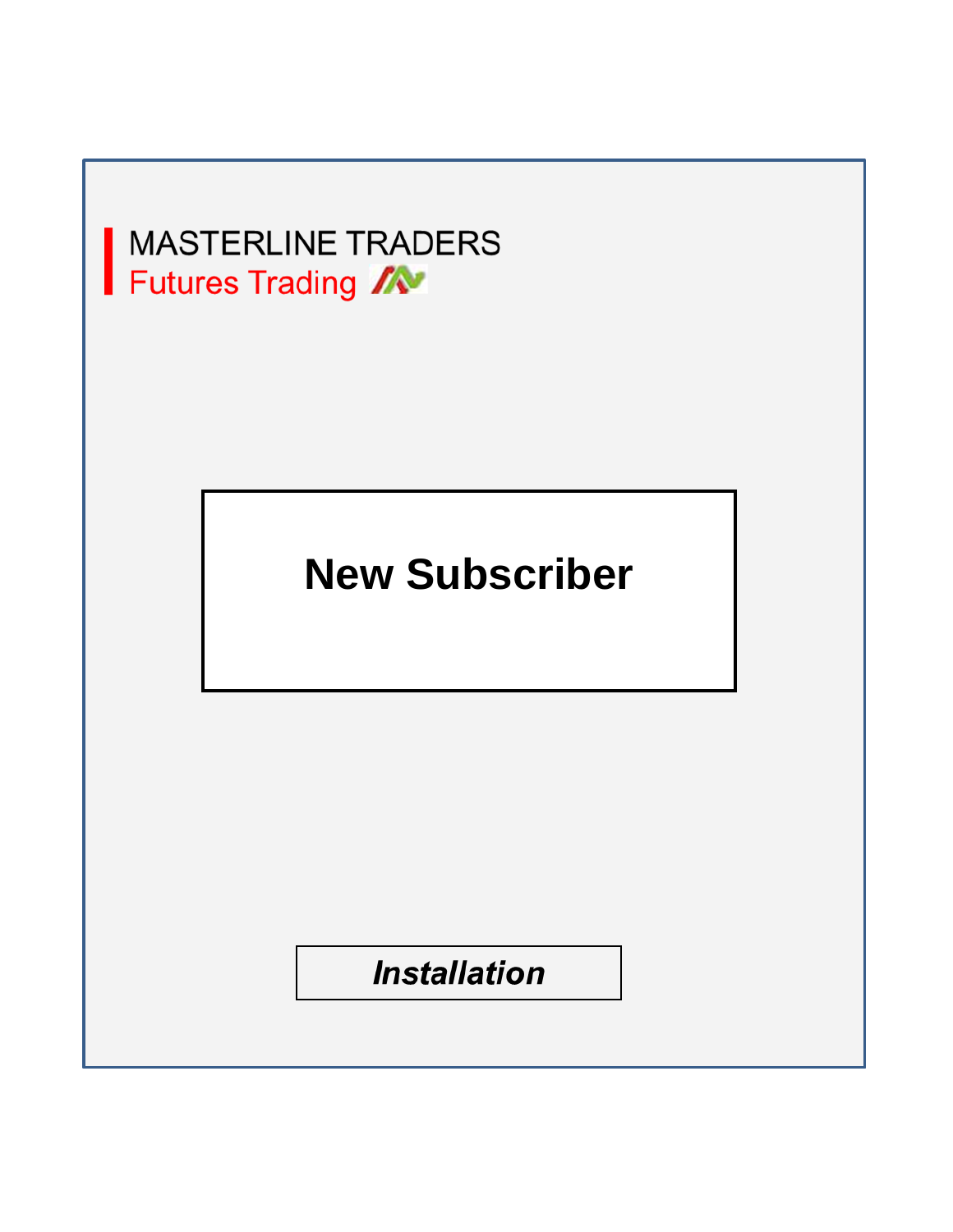MASTERLINE TRADERS

Futures Trading

# New Subscriber

***Installation***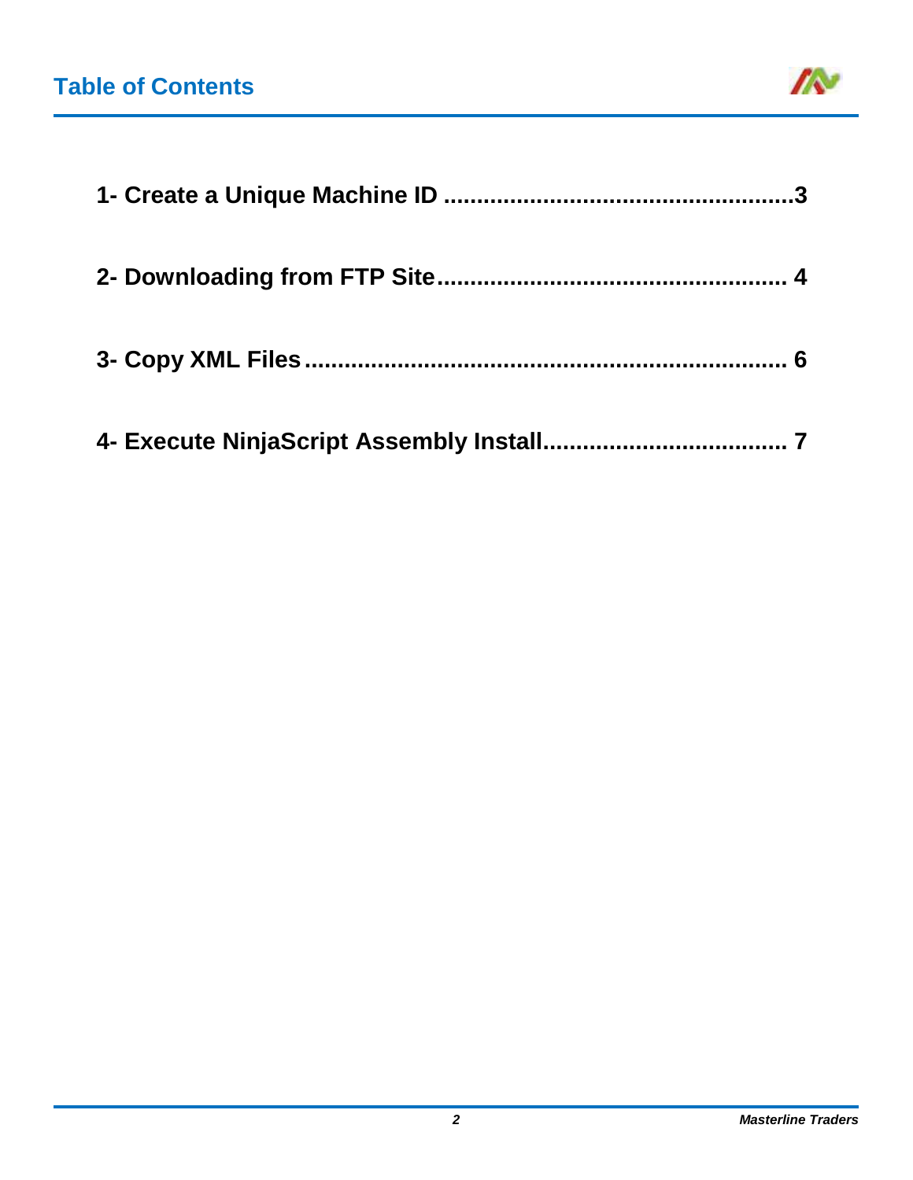# Table of Contents

**1- Create a Unique Machine ID .....................................................3**

**2- Downloading from FTP Site.................................................... 4**

**3- Copy XML Files.......................................................................... 6**

**4- Execute NinjaScript Assembly Install.................................... 7**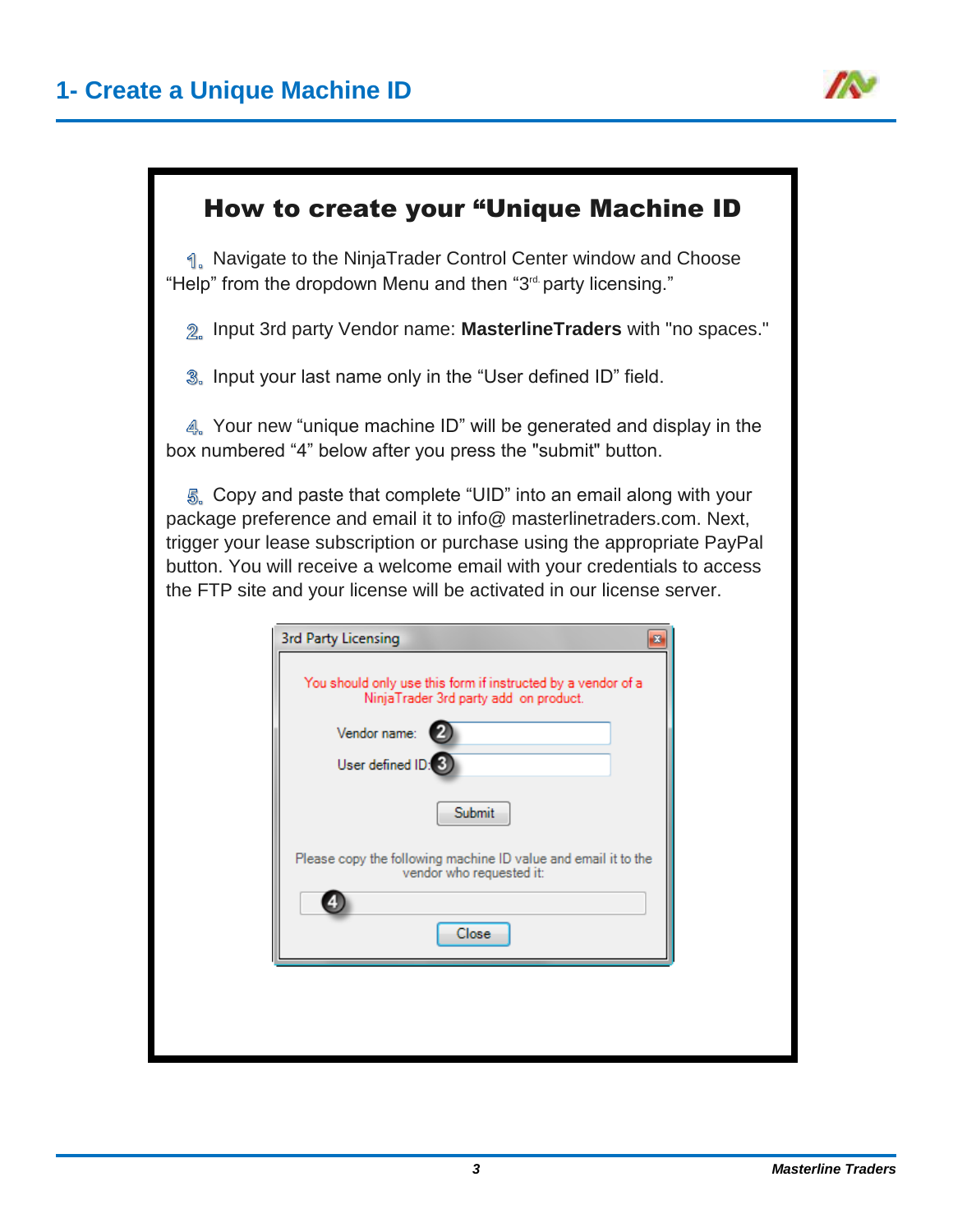# 1- Create a Unique Machine ID

## How to create your "Unique Machine ID

1. Navigate to the NinjaTrader Control Center window and Choose "Help" from the dropdown Menu and then "3rd party licensing."

2. Input 3rd party Vendor name: **MasterlineTraders** with "no spaces."

3. Input your last name only in the "User defined ID" field.

4. Your new "unique machine ID" will be generated and display in the box numbered "4" below after you press the "submit" button.

5. Copy and paste that complete "UID" into an email along with your package preference and email it to info@ masterlinetraders.com. Next, trigger your lease subscription or purchase using the appropriate PayPal button. You will receive a welcome email with your credentials to access the FTP site and your license will be activated in our license server.

3rd Party Licensing

You should only use this form if instructed by a vendor of a NinjaTrader 3rd party add on product.

Vendor name: (2)

User defined ID: (3)

Submit

Please copy the following machine ID value and email it to the vendor who requested it:

(4)

Close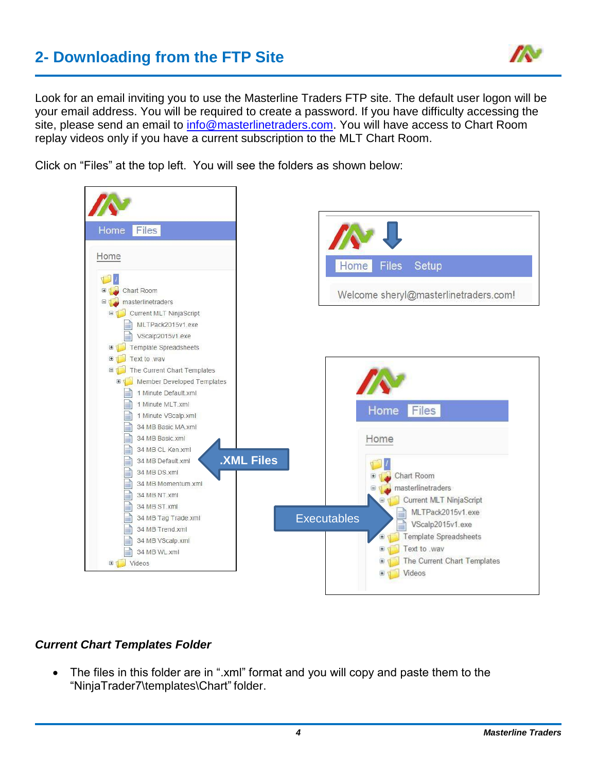## 2- Downloading from the FTP Site

Look for an email inviting you to use the Masterline Traders FTP site. The default user logon will be your email address. You will be required to create a password. If you have difficulty accessing the site, please send an email to info@masterlinetraders.com. You will have access to Chart Room replay videos only if you have a current subscription to the MLT Chart Room.

Click on "Files" at the top left. You will see the folders as shown below:

### *Current Chart Templates Folder*

- The files in this folder are in ".xml" format and you will copy and paste them to the "NinjaTrader7\templates\Chart" folder.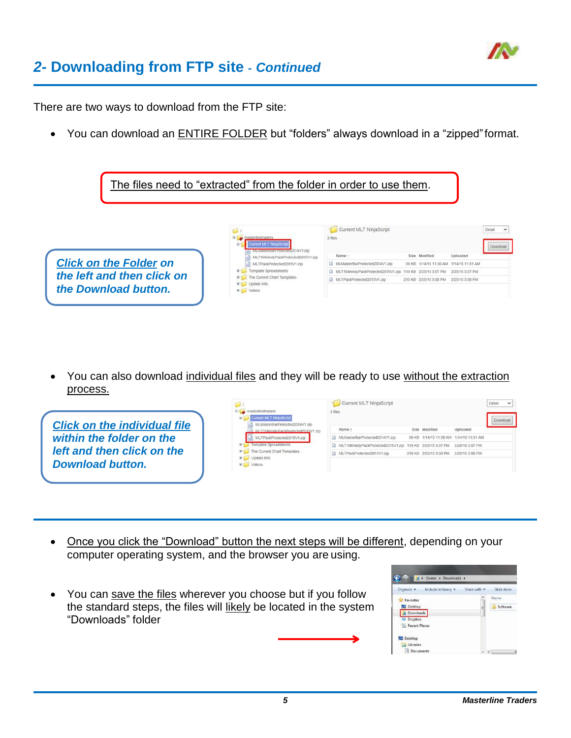## 2- Downloading from FTP site - *Continued*

There are two ways to download from the FTP site:

- You can download an ENTIRE FOLDER but “folders” always download in a “zipped” format.

The files need to “extracted” from the folder in order to use them.

***Click on the Folder on the left and then click on the Download button.***

- You can also download individual files and they will be ready to use without the extraction process.

***Click on the individual file within the folder on the left and then click on the Download button.***

- Once you click the “Download” button the next steps will be different, depending on your computer operating system, and the browser you are using.

- You can save the files wherever you choose but if you follow the standard steps, the files will likely be located in the system “Downloads” folder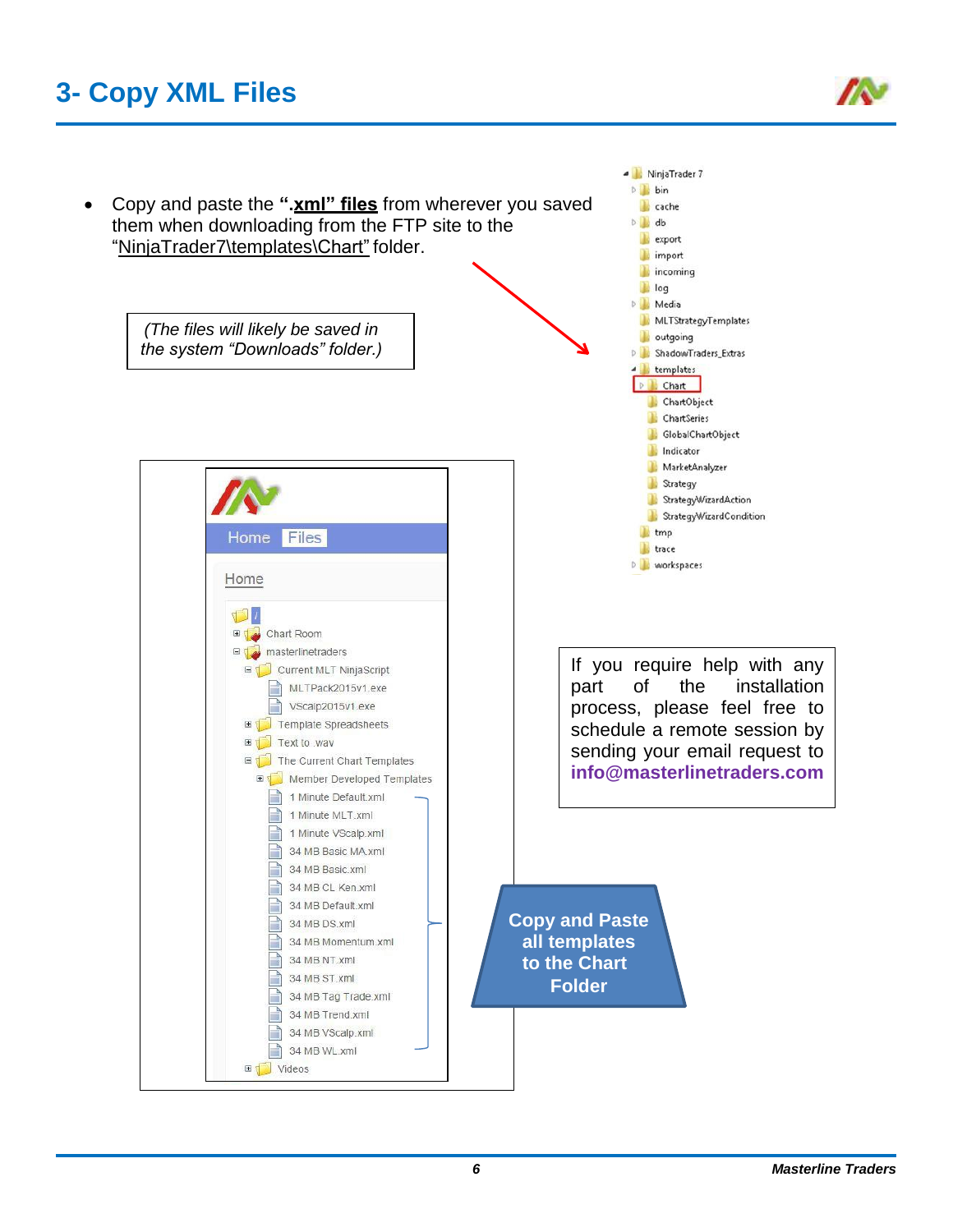# 3- Copy XML Files

- Copy and paste the **“.xml” files** from wherever you saved them when downloading from the FTP site to the “NinjaTrader7\templates\Chart” folder.

*(The files will likely be saved in the system “Downloads” folder.)*

NinjaTrader 7
- bin
- cache
- db
- export
- import
- incoming
- log
- Media
- MLTStrategyTemplates
- outgoing
- ShadowTraders_Extras
- templates
  - Chart
  - ChartObject
  - ChartSeries
  - GlobalChartObject
  - Indicator
  - MarketAnalyzer
  - Strategy
  - StrategyWizardAction
  - StrategyWizardCondition
- tmp
- trace
- workspaces

Home Files

Home

/
- Chart Room
- masterlinetraders
  - Current MLT NinjaScript
    - MLTPack2015v1.exe
    - VScalp2015v1.exe
  - Template Spreadsheets
  - Text to .wav
  - The Current Chart Templates
    - Member Developed Templates
    - 1 Minute Default.xml
    - 1 Minute MLT.xml
    - 1 Minute VScalp.xml
    - 34 MB Basic MA.xml
    - 34 MB Basic.xml
    - 34 MB CL Ken.xml
    - 34 MB Default.xml
    - 34 MB DS.xml
    - 34 MB Momentum.xml
    - 34 MB NT.xml
    - 34 MB ST.xml
    - 34 MB Tag Trade.xml
    - 34 MB Trend.xml
    - 34 MB VScalp.xml
    - 34 MB WL.xml
  - Videos

**Copy and Paste all templates to the Chart Folder**

If you require help with any part of the installation process, please feel free to schedule a remote session by sending your email request to **info@masterlinetraders.com**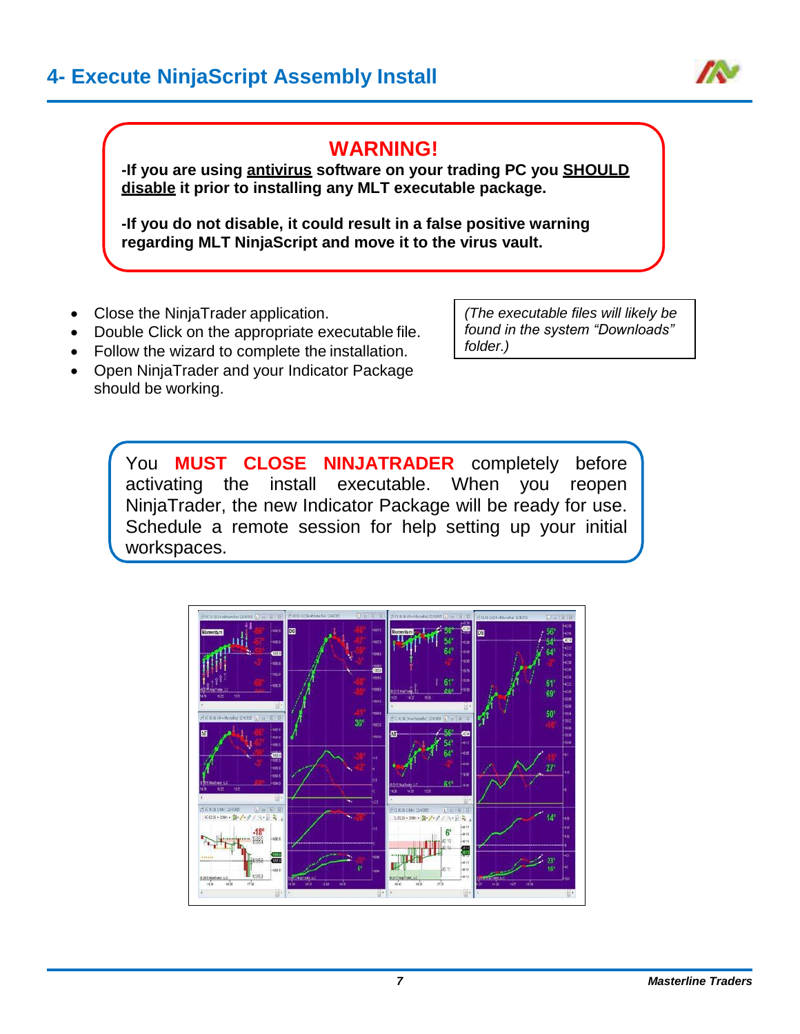## 4- Execute NinjaScript Assembly Install

**WARNING!**

**-If you are using <u>antivirus</u> software on your trading PC you <u>SHOULD disable</u> it prior to installing any MLT executable package.**

**-If you do not disable, it could result in a false positive warning regarding MLT NinjaScript and move it to the virus vault.**

- Close the NinjaTrader application.
- Double Click on the appropriate executable file.
- Follow the wizard to complete the installation.
- Open NinjaTrader and your Indicator Package should be working.

*(The executable files will likely be found in the system "Downloads" folder.)*

You **MUST CLOSE NINJATRADER** completely before activating the install executable. When you reopen NinjaTrader, the new Indicator Package will be ready for use. Schedule a remote session for help setting up your initial workspaces.